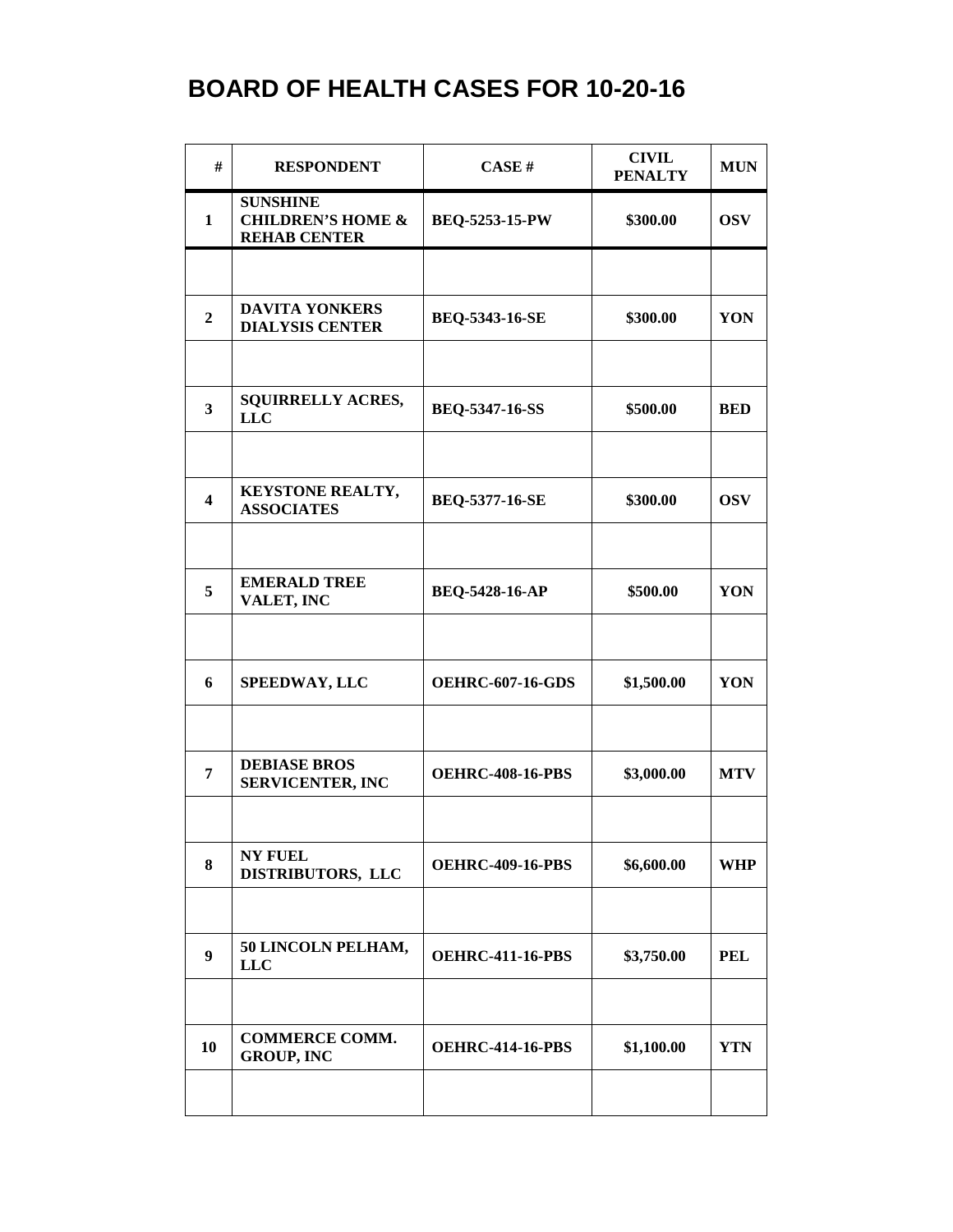# BOARD OF HEALTH CASES FOR 10-20-16

| # | RESPONDENT | CASE # | CIVIL PENALTY | MUN |
|---|---|---|---|---|
| 1 | SUNSHINE CHILDREN'S HOME & REHAB CENTER | BEQ-5253-15-PW | $300.00 | OSV |
| | | | | |
| 2 | DAVITA YONKERS DIALYSIS CENTER | BEQ-5343-16-SE | $300.00 | YON |
| | | | | |
| 3 | SQUIRRELLY ACRES, LLC | BEQ-5347-16-SS | $500.00 | BED |
| | | | | |
| 4 | KEYSTONE REALTY, ASSOCIATES | BEQ-5377-16-SE | $300.00 | OSV |
| | | | | |
| 5 | EMERALD TREE VALET, INC | BEQ-5428-16-AP | $500.00 | YON |
| | | | | |
| 6 | SPEEDWAY, LLC | OEHRC-607-16-GDS | $1,500.00 | YON |
| | | | | |
| 7 | DEBIASE BROS SERVICENTER, INC | OEHRC-408-16-PBS | $3,000.00 | MTV |
| | | | | |
| 8 | NY FUEL DISTRIBUTORS, LLC | OEHRC-409-16-PBS | $6,600.00 | WHP |
| | | | | |
| 9 | 50 LINCOLN PELHAM, LLC | OEHRC-411-16-PBS | $3,750.00 | PEL |
| | | | | |
| 10 | COMMERCE COMM. GROUP, INC | OEHRC-414-16-PBS | $1,100.00 | YTN |
| | | | | |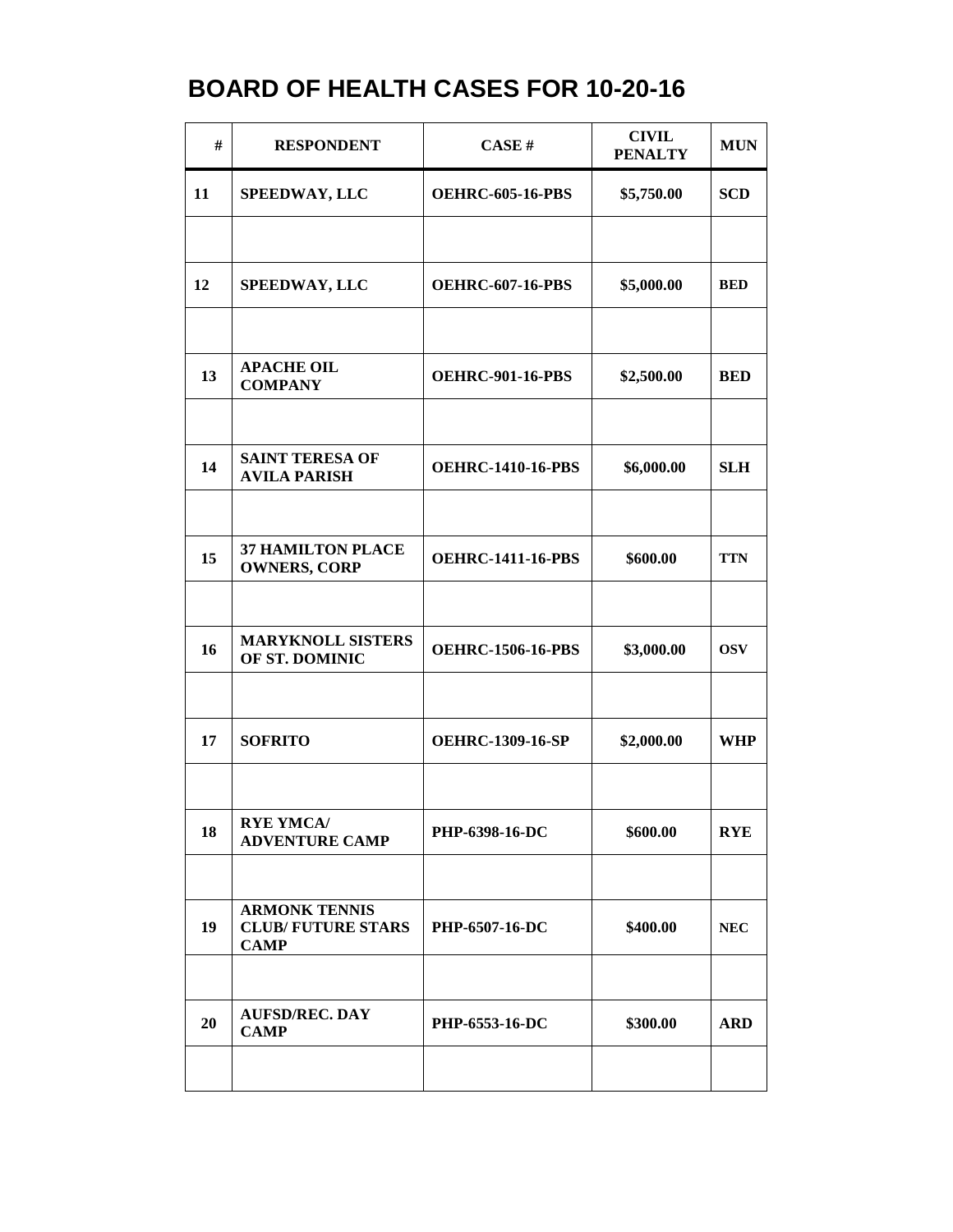# BOARD OF HEALTH CASES FOR 10-20-16

| # | RESPONDENT | CASE # | CIVIL PENALTY | MUN |
|---|---|---|---|---|
| 11 | SPEEDWAY, LLC | OEHRC-605-16-PBS | $5,750.00 | SCD |
| | | | | |
| 12 | SPEEDWAY, LLC | OEHRC-607-16-PBS | $5,000.00 | BED |
| | | | | |
| 13 | APACHE OIL COMPANY | OEHRC-901-16-PBS | $2,500.00 | BED |
| | | | | |
| 14 | SAINT TERESA OF AVILA PARISH | OEHRC-1410-16-PBS | $6,000.00 | SLH |
| | | | | |
| 15 | 37 HAMILTON PLACE OWNERS, CORP | OEHRC-1411-16-PBS | $600.00 | TTN |
| | | | | |
| 16 | MARYKNOLL SISTERS OF ST. DOMINIC | OEHRC-1506-16-PBS | $3,000.00 | OSV |
| | | | | |
| 17 | SOFRITO | OEHRC-1309-16-SP | $2,000.00 | WHP |
| | | | | |
| 18 | RYE YMCA/ ADVENTURE CAMP | PHP-6398-16-DC | $600.00 | RYE |
| | | | | |
| 19 | ARMONK TENNIS CLUB/ FUTURE STARS CAMP | PHP-6507-16-DC | $400.00 | NEC |
| | | | | |
| 20 | AUFSD/REC. DAY CAMP | PHP-6553-16-DC | $300.00 | ARD |
| | | | | |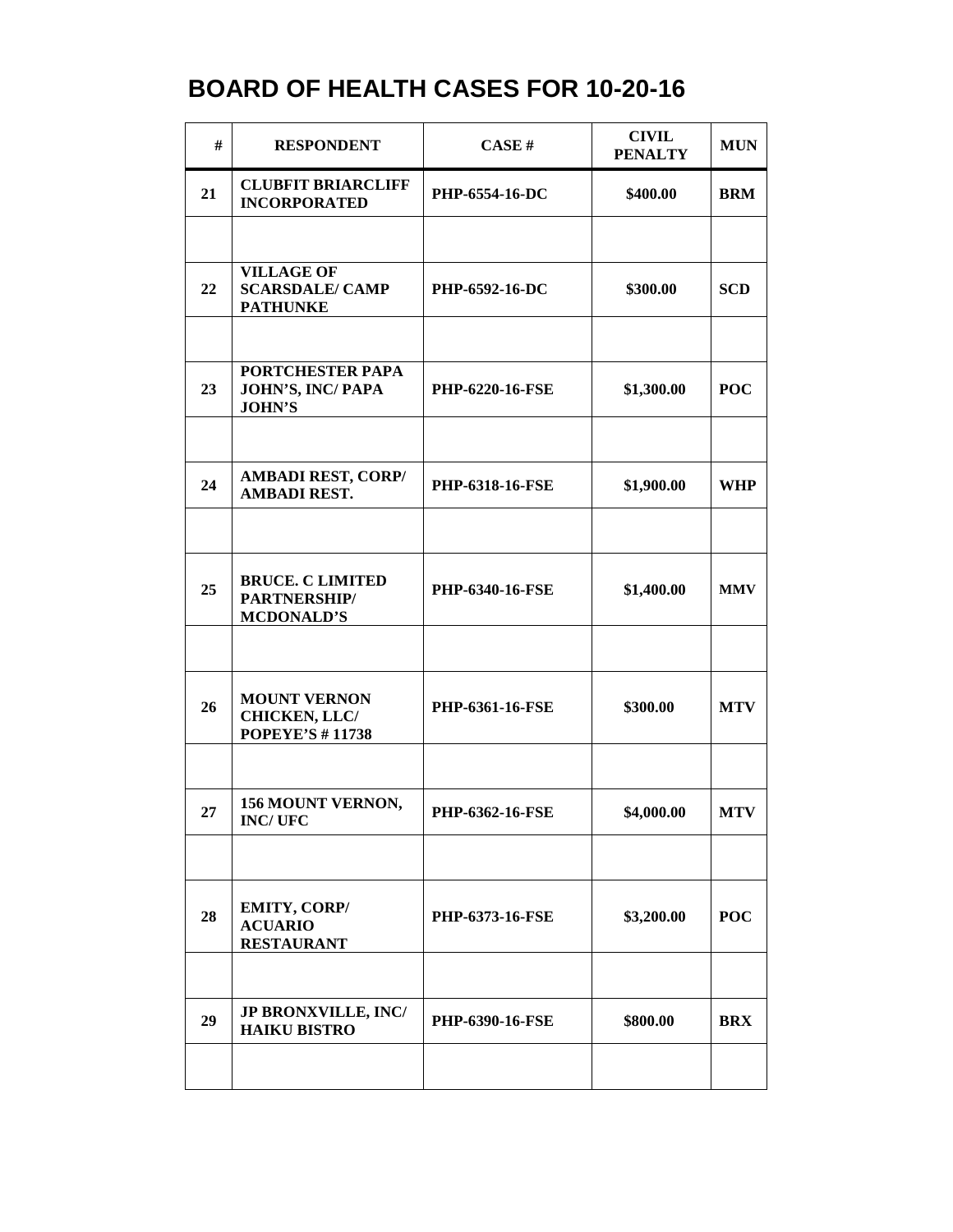# BOARD OF HEALTH CASES FOR 10-20-16

| # | RESPONDENT | CASE # | CIVIL PENALTY | MUN |
|---|---|---|---|---|
| 21 | CLUBFIT BRIARCLIFF INCORPORATED | PHP-6554-16-DC | $400.00 | BRM |
| | | | | |
| 22 | VILLAGE OF SCARSDALE/ CAMP PATHUNKE | PHP-6592-16-DC | $300.00 | SCD |
| | | | | |
| 23 | PORTCHESTER PAPA JOHN'S, INC/ PAPA JOHN'S | PHP-6220-16-FSE | $1,300.00 | POC |
| | | | | |
| 24 | AMBADI REST, CORP/ AMBADI REST. | PHP-6318-16-FSE | $1,900.00 | WHP |
| | | | | |
| 25 | BRUCE. C LIMITED PARTNERSHIP/ MCDONALD'S | PHP-6340-16-FSE | $1,400.00 | MMV |
| | | | | |
| 26 | MOUNT VERNON CHICKEN, LLC/ POPEYE'S # 11738 | PHP-6361-16-FSE | $300.00 | MTV |
| | | | | |
| 27 | 156 MOUNT VERNON, INC/ UFC | PHP-6362-16-FSE | $4,000.00 | MTV |
| | | | | |
| 28 | EMITY, CORP/ ACUARIO RESTAURANT | PHP-6373-16-FSE | $3,200.00 | POC |
| | | | | |
| 29 | JP BRONXVILLE, INC/ HAIKU BISTRO | PHP-6390-16-FSE | $800.00 | BRX |
| | | | | |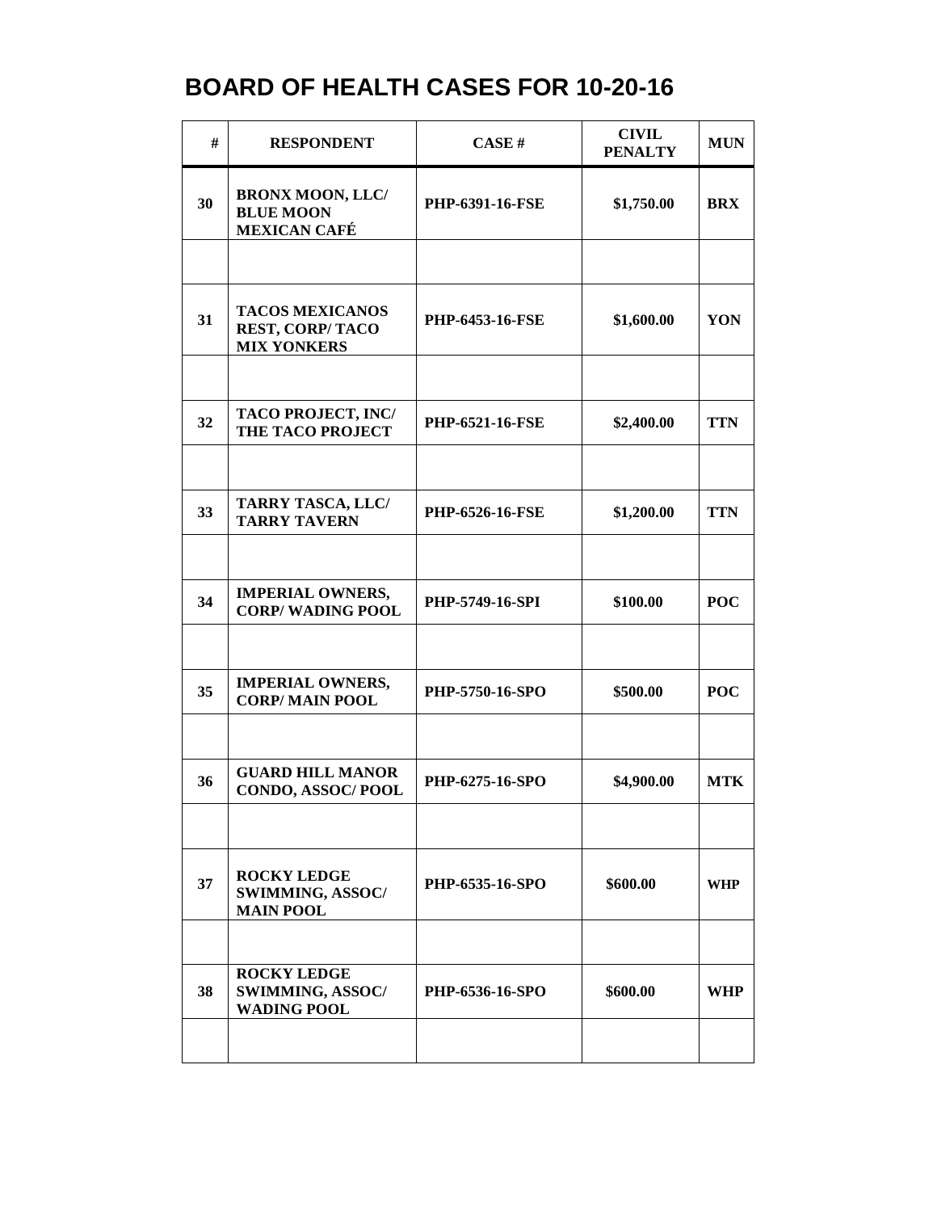# BOARD OF HEALTH CASES FOR 10-20-16

| # | RESPONDENT | CASE # | CIVIL PENALTY | MUN |
|---|---|---|---|---|
| 30 | BRONX MOON, LLC/ BLUE MOON MEXICAN CAFÉ | PHP-6391-16-FSE | $1,750.00 | BRX |
| | | | | |
| 31 | TACOS MEXICANOS REST, CORP/ TACO MIX YONKERS | PHP-6453-16-FSE | $1,600.00 | YON |
| | | | | |
| 32 | TACO PROJECT, INC/ THE TACO PROJECT | PHP-6521-16-FSE | $2,400.00 | TTN |
| | | | | |
| 33 | TARRY TASCA, LLC/ TARRY TAVERN | PHP-6526-16-FSE | $1,200.00 | TTN |
| | | | | |
| 34 | IMPERIAL OWNERS, CORP/ WADING POOL | PHP-5749-16-SPI | $100.00 | POC |
| | | | | |
| 35 | IMPERIAL OWNERS, CORP/ MAIN POOL | PHP-5750-16-SPO | $500.00 | POC |
| | | | | |
| 36 | GUARD HILL MANOR CONDO, ASSOC/ POOL | PHP-6275-16-SPO | $4,900.00 | MTK |
| | | | | |
| 37 | ROCKY LEDGE SWIMMING, ASSOC/ MAIN POOL | PHP-6535-16-SPO | $600.00 | WHP |
| | | | | |
| 38 | ROCKY LEDGE SWIMMING, ASSOC/ WADING POOL | PHP-6536-16-SPO | $600.00 | WHP |
| | | | | |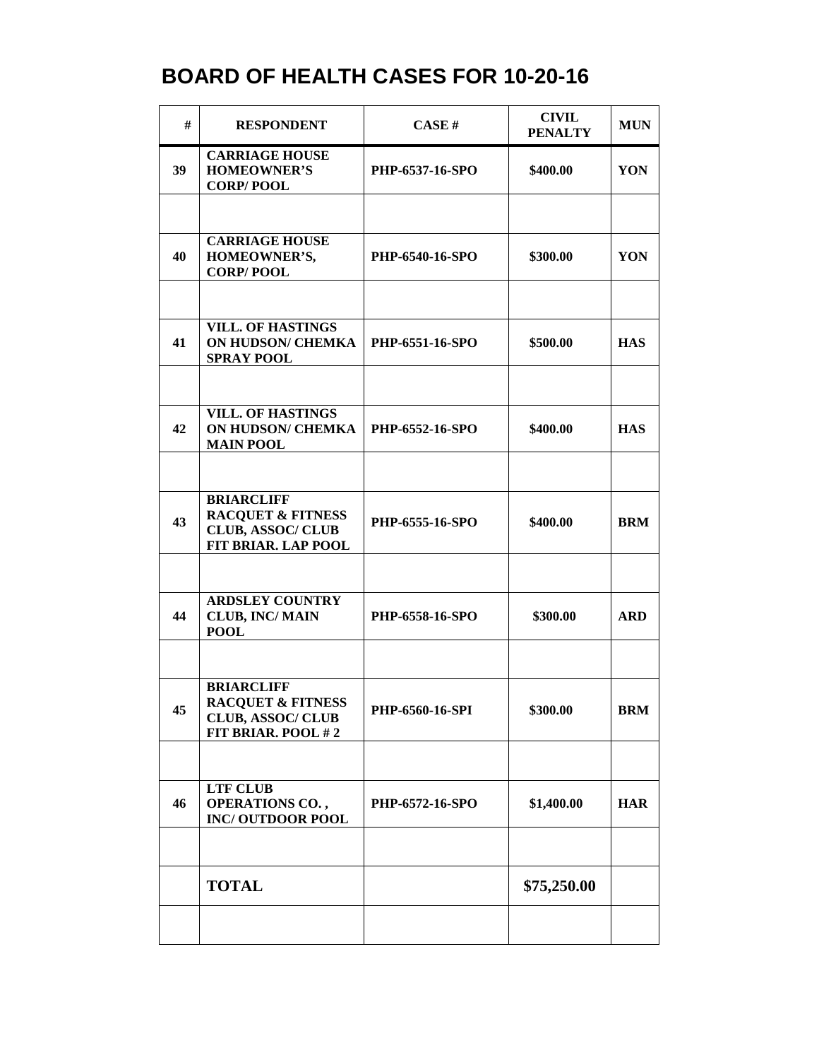# BOARD OF HEALTH CASES FOR 10-20-16

| # | RESPONDENT | CASE # | CIVIL PENALTY | MUN |
|---|---|---|---|---|
| 39 | CARRIAGE HOUSE HOMEOWNER'S CORP/ POOL | PHP-6537-16-SPO | $400.00 | YON |
| | | | | |
| 40 | CARRIAGE HOUSE HOMEOWNER'S, CORP/ POOL | PHP-6540-16-SPO | $300.00 | YON |
| | | | | |
| 41 | VILL. OF HASTINGS ON HUDSON/ CHEMKA SPRAY POOL | PHP-6551-16-SPO | $500.00 | HAS |
| | | | | |
| 42 | VILL. OF HASTINGS ON HUDSON/ CHEMKA MAIN POOL | PHP-6552-16-SPO | $400.00 | HAS |
| | | | | |
| 43 | BRIARCLIFF RACQUET & FITNESS CLUB, ASSOC/ CLUB FIT BRIAR. LAP POOL | PHP-6555-16-SPO | $400.00 | BRM |
| | | | | |
| 44 | ARDSLEY COUNTRY CLUB, INC/ MAIN POOL | PHP-6558-16-SPO | $300.00 | ARD |
| | | | | |
| 45 | BRIARCLIFF RACQUET & FITNESS CLUB, ASSOC/ CLUB FIT BRIAR. POOL # 2 | PHP-6560-16-SPI | $300.00 | BRM |
| | | | | |
| 46 | LTF CLUB OPERATIONS CO. , INC/ OUTDOOR POOL | PHP-6572-16-SPO | $1,400.00 | HAR |
| | | | | |
| | **TOTAL** | | **$75,250.00** | |
| | | | | |